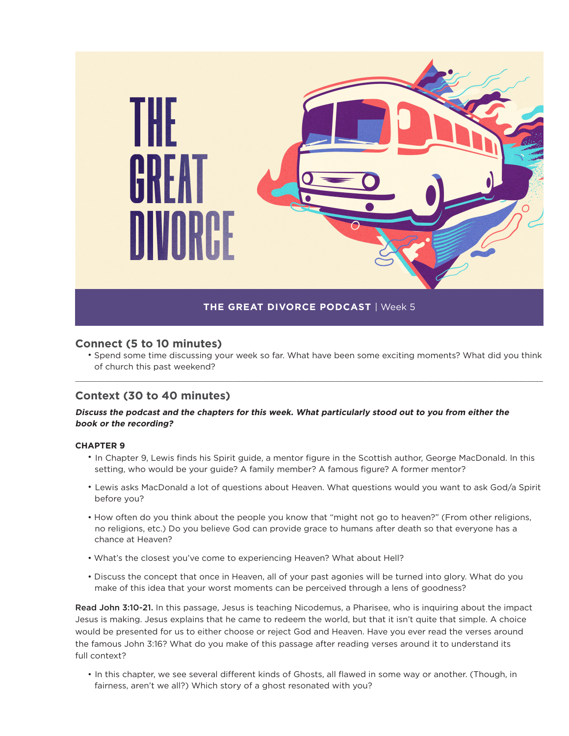# THE GREAT DIVORCE

**THE GREAT DIVORCE PODCAST** | Week 5

## Connect (5 to 10 minutes)

- Spend some time discussing your week so far. What have been some exciting moments? What did you think of church this past weekend?

---

## Context (30 to 40 minutes)

***Discuss the podcast and the chapters for this week. What particularly stood out to you from either the book or the recording?***

### CHAPTER 9

- In Chapter 9, Lewis finds his Spirit guide, a mentor figure in the Scottish author, George MacDonald. In this setting, who would be your guide? A family member? A famous figure? A former mentor?
- Lewis asks MacDonald a lot of questions about Heaven. What questions would you want to ask God/a Spirit before you?
- How often do you think about the people you know that "might not go to heaven?" (From other religions, no religions, etc.) Do you believe God can provide grace to humans after death so that everyone has a chance at Heaven?
- What's the closest you've come to experiencing Heaven? What about Hell?
- Discuss the concept that once in Heaven, all of your past agonies will be turned into glory. What do you make of this idea that your worst moments can be perceived through a lens of goodness?

**Read John 3:10-21.** In this passage, Jesus is teaching Nicodemus, a Pharisee, who is inquiring about the impact Jesus is making. Jesus explains that he came to redeem the world, but that it isn't quite that simple. A choice would be presented for us to either choose or reject God and Heaven. Have you ever read the verses around the famous John 3:16? What do you make of this passage after reading verses around it to understand its full context?

- In this chapter, we see several different kinds of Ghosts, all flawed in some way or another. (Though, in fairness, aren't we all?) Which story of a ghost resonated with you?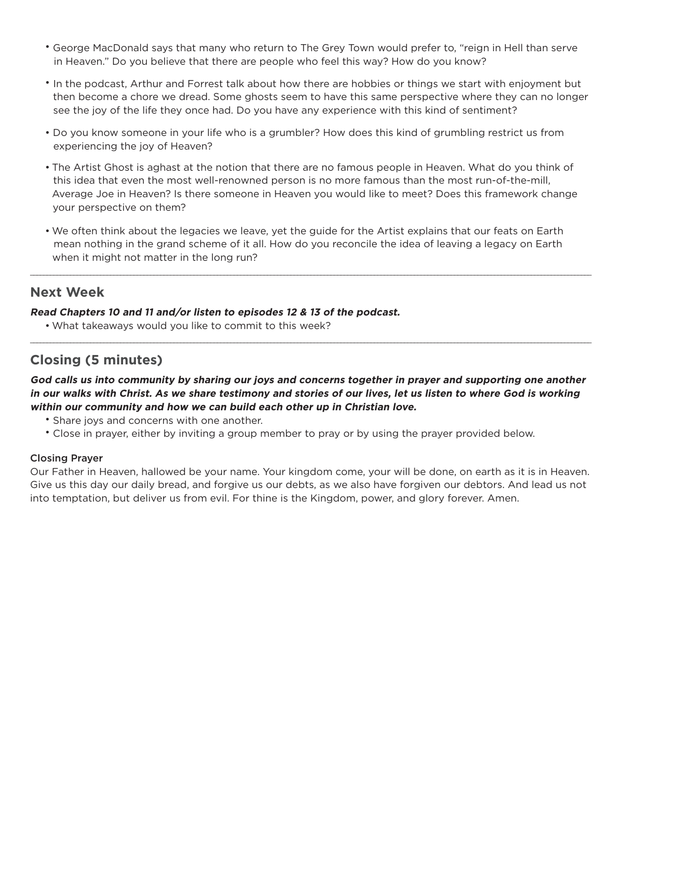- George MacDonald says that many who return to The Grey Town would prefer to, "reign in Hell than serve in Heaven." Do you believe that there are people who feel this way? How do you know?
- In the podcast, Arthur and Forrest talk about how there are hobbies or things we start with enjoyment but then become a chore we dread. Some ghosts seem to have this same perspective where they can no longer see the joy of the life they once had. Do you have any experience with this kind of sentiment?
- Do you know someone in your life who is a grumbler? How does this kind of grumbling restrict us from experiencing the joy of Heaven?
- The Artist Ghost is aghast at the notion that there are no famous people in Heaven. What do you think of this idea that even the most well-renowned person is no more famous than the most run-of-the-mill, Average Joe in Heaven? Is there someone in Heaven you would like to meet? Does this framework change your perspective on them?
- We often think about the legacies we leave, yet the guide for the Artist explains that our feats on Earth mean nothing in the grand scheme of it all. How do you reconcile the idea of leaving a legacy on Earth when it might not matter in the long run?

---

## Next Week

***Read Chapters 10 and 11 and/or listen to episodes 12 & 13 of the podcast.***

- What takeaways would you like to commit to this week?

---

## Closing (5 minutes)

***God calls us into community by sharing our joys and concerns together in prayer and supporting one another in our walks with Christ. As we share testimony and stories of our lives, let us listen to where God is working within our community and how we can build each other up in Christian love.***

- Share joys and concerns with one another.
- Close in prayer, either by inviting a group member to pray or by using the prayer provided below.

### Closing Prayer

Our Father in Heaven, hallowed be your name. Your kingdom come, your will be done, on earth as it is in Heaven. Give us this day our daily bread, and forgive us our debts, as we also have forgiven our debtors. And lead us not into temptation, but deliver us from evil. For thine is the Kingdom, power, and glory forever. Amen.